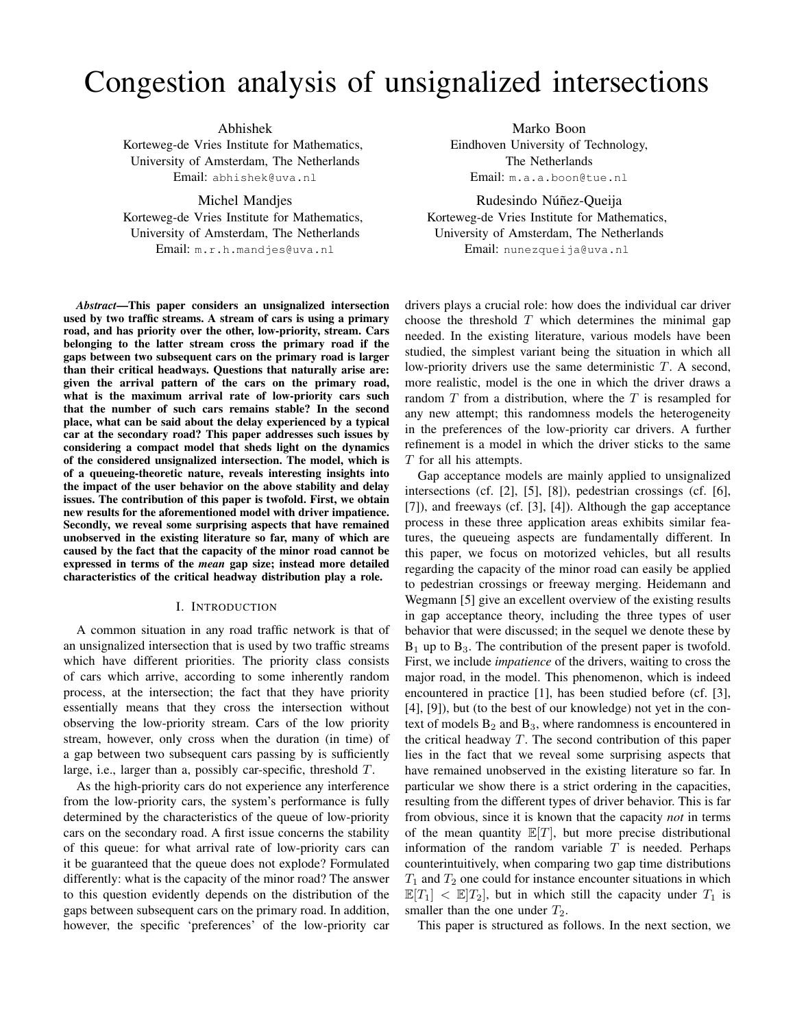# Congestion analysis of unsignalized intersections

Abhishek
Korteweg-de Vries Institute for Mathematics,
University of Amsterdam, The Netherlands
Email: abhishek@uva.nl

Marko Boon
Eindhoven University of Technology,
The Netherlands
Email: m.a.a.boon@tue.nl

Michel Mandjes
Korteweg-de Vries Institute for Mathematics,
University of Amsterdam, The Netherlands
Email: m.r.h.mandjes@uva.nl

Rudesindo Núñez-Queija
Korteweg-de Vries Institute for Mathematics,
University of Amsterdam, The Netherlands
Email: nunezqueija@uva.nl

***Abstract*—This paper considers an unsignalized intersection used by two traffic streams. A stream of cars is using a primary road, and has priority over the other, low-priority, stream. Cars belonging to the latter stream cross the primary road if the gaps between two subsequent cars on the primary road is larger than their critical headways. Questions that naturally arise are: given the arrival pattern of the cars on the primary road, what is the maximum arrival rate of low-priority cars such that the number of such cars remains stable? In the second place, what can be said about the delay experienced by a typical car at the secondary road? This paper addresses such issues by considering a compact model that sheds light on the dynamics of the considered unsignalized intersection. The model, which is of a queueing-theoretic nature, reveals interesting insights into the impact of the user behavior on the above stability and delay issues. The contribution of this paper is twofold. First, we obtain new results for the aforementioned model with driver impatience. Secondly, we reveal some surprising aspects that have remained unobserved in the existing literature so far, many of which are caused by the fact that the capacity of the minor road cannot be expressed in terms of the *mean* gap size; instead more detailed characteristics of the critical headway distribution play a role.**

## I. Introduction

A common situation in any road traffic network is that of an unsignalized intersection that is used by two traffic streams which have different priorities. The priority class consists of cars which arrive, according to some inherently random process, at the intersection; the fact that they have priority essentially means that they cross the intersection without observing the low-priority stream. Cars of the low priority stream, however, only cross when the duration (in time) of a gap between two subsequent cars passing by is sufficiently large, i.e., larger than a, possibly car-specific, threshold $T$.

As the high-priority cars do not experience any interference from the low-priority cars, the system's performance is fully determined by the characteristics of the queue of low-priority cars on the secondary road. A first issue concerns the stability of this queue: for what arrival rate of low-priority cars can it be guaranteed that the queue does not explode? Formulated differently: what is the capacity of the minor road? The answer to this question evidently depends on the distribution of the gaps between subsequent cars on the primary road. In addition, however, the specific 'preferences' of the low-priority car drivers plays a crucial role: how does the individual car driver choose the threshold $T$ which determines the minimal gap needed. In the existing literature, various models have been studied, the simplest variant being the situation in which all low-priority drivers use the same deterministic $T$. A second, more realistic, model is the one in which the driver draws a random $T$ from a distribution, where the $T$ is resampled for any new attempt; this randomness models the heterogeneity in the preferences of the low-priority car drivers. A further refinement is a model in which the driver sticks to the same $T$ for all his attempts.

Gap acceptance models are mainly applied to unsignalized intersections (cf. [2], [5], [8]), pedestrian crossings (cf. [6], [7]), and freeways (cf. [3], [4]). Although the gap acceptance process in these three application areas exhibits similar features, the queueing aspects are fundamentally different. In this paper, we focus on motorized vehicles, but all results regarding the capacity of the minor road can easily be applied to pedestrian crossings or freeway merging. Heidemann and Wegmann [5] give an excellent overview of the existing results in gap acceptance theory, including the three types of user behavior that were discussed; in the sequel we denote these by $B_1$ up to $B_3$. The contribution of the present paper is twofold. First, we include *impatience* of the drivers, waiting to cross the major road, in the model. This phenomenon, which is indeed encountered in practice [1], has been studied before (cf. [3], [4], [9]), but (to the best of our knowledge) not yet in the context of models $B_2$ and $B_3$, where randomness is encountered in the critical headway $T$. The second contribution of this paper lies in the fact that we reveal some surprising aspects that have remained unobserved in the existing literature so far. In particular we show there is a strict ordering in the capacities, resulting from the different types of driver behavior. This is far from obvious, since it is known that the capacity *not* in terms of the mean quantity $\mathbb{E}[T]$, but more precise distributional information of the random variable $T$ is needed. Perhaps counterintuitively, when comparing two gap time distributions $T_1$ and $T_2$ one could for instance encounter situations in which $\mathbb{E}[T_1] < \mathbb{E}[T_2]$, but in which still the capacity under $T_1$ is smaller than the one under $T_2$.

This paper is structured as follows. In the next section, we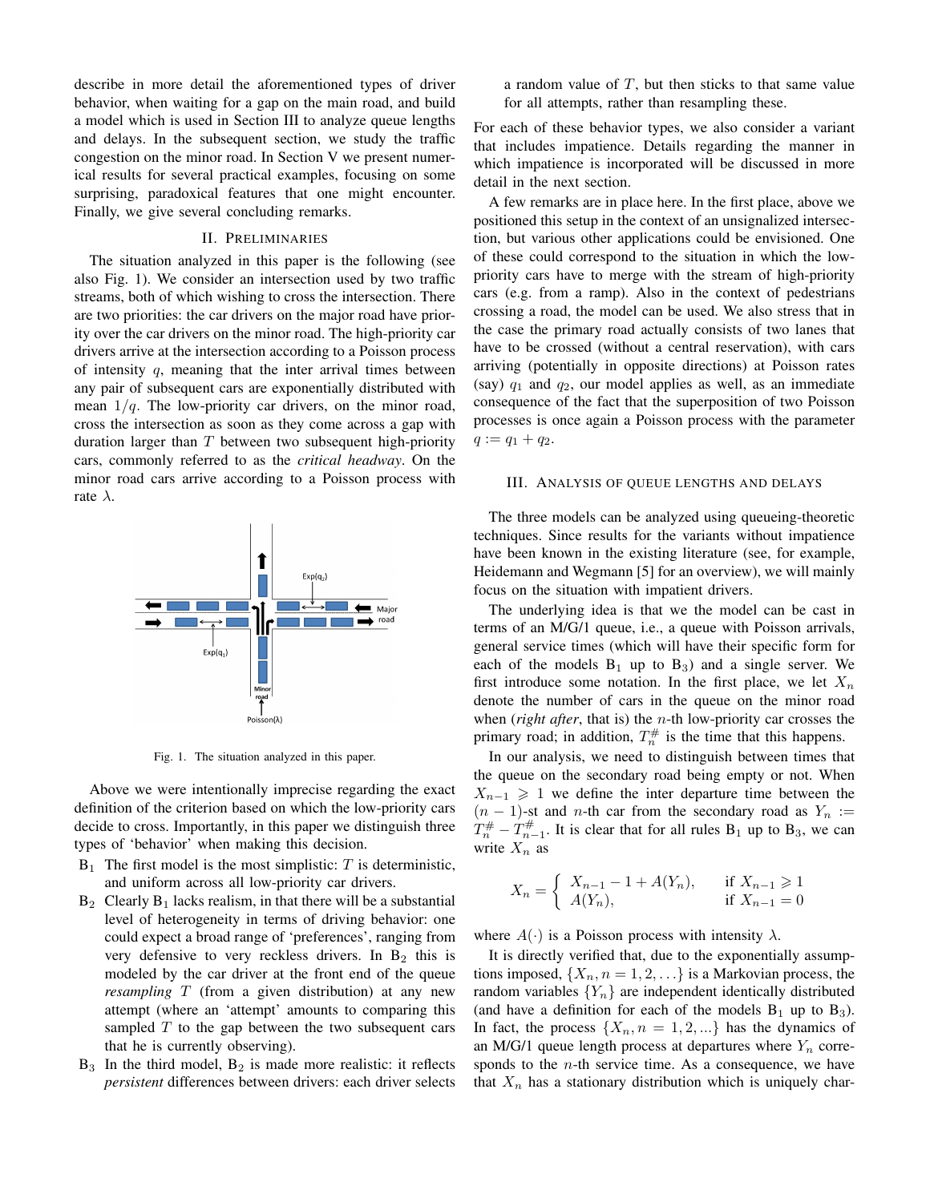describe in more detail the aforementioned types of driver behavior, when waiting for a gap on the main road, and build a model which is used in Section III to analyze queue lengths and delays. In the subsequent section, we study the traffic congestion on the minor road. In Section V we present numerical results for several practical examples, focusing on some surprising, paradoxical features that one might encounter. Finally, we give several concluding remarks.

## II. Preliminaries

The situation analyzed in this paper is the following (see also Fig. 1). We consider an intersection used by two traffic streams, both of which wishing to cross the intersection. There are two priorities: the car drivers on the major road have priority over the car drivers on the minor road. The high-priority car drivers arrive at the intersection according to a Poisson process of intensity $q$, meaning that the inter arrival times between any pair of subsequent cars are exponentially distributed with mean $1/q$. The low-priority car drivers, on the minor road, cross the intersection as soon as they come across a gap with duration larger than $T$ between two subsequent high-priority cars, commonly referred to as the *critical headway*. On the minor road cars arrive according to a Poisson process with rate $\lambda$.

Fig. 1. The situation analyzed in this paper.

Above we were intentionally imprecise regarding the exact definition of the criterion based on which the low-priority cars decide to cross. Importantly, in this paper we distinguish three types of 'behavior' when making this decision.

- $B_1$ The first model is the most simplistic: $T$ is deterministic, and uniform across all low-priority car drivers.
- $B_2$ Clearly $B_1$ lacks realism, in that there will be a substantial level of heterogeneity in terms of driving behavior: one could expect a broad range of 'preferences', ranging from very defensive to very reckless drivers. In $B_2$ this is modeled by the car driver at the front end of the queue *resampling* $T$ (from a given distribution) at any new attempt (where an 'attempt' amounts to comparing this sampled $T$ to the gap between the two subsequent cars that he is currently observing).
- $B_3$ In the third model, $B_2$ is made more realistic: it reflects *persistent* differences between drivers: each driver selects a random value of $T$, but then sticks to that same value for all attempts, rather than resampling these.

For each of these behavior types, we also consider a variant that includes impatience. Details regarding the manner in which impatience is incorporated will be discussed in more detail in the next section.

A few remarks are in place here. In the first place, above we positioned this setup in the context of an unsignalized intersection, but various other applications could be envisioned. One of these could correspond to the situation in which the low-priority cars have to merge with the stream of high-priority cars (e.g. from a ramp). Also in the context of pedestrians crossing a road, the model can be used. We also stress that in the case the primary road actually consists of two lanes that have to be crossed (without a central reservation), with cars arriving (potentially in opposite directions) at Poisson rates (say) $q_1$ and $q_2$, our model applies as well, as an immediate consequence of the fact that the superposition of two Poisson processes is once again a Poisson process with the parameter $q := q_1 + q_2$.

## III. Analysis of queue lengths and delays

The three models can be analyzed using queueing-theoretic techniques. Since results for the variants without impatience have been known in the existing literature (see, for example, Heidemann and Wegmann [5] for an overview), we will mainly focus on the situation with impatient drivers.

The underlying idea is that we the model can be cast in terms of an M/G/1 queue, i.e., a queue with Poisson arrivals, general service times (which will have their specific form for each of the models $B_1$ up to $B_3$) and a single server. We first introduce some notation. In the first place, we let $X_n$ denote the number of cars in the queue on the minor road when (*right after*, that is) the $n$-th low-priority car crosses the primary road; in addition, $T_n^{\#}$ is the time that this happens.

In our analysis, we need to distinguish between times that the queue on the secondary road being empty or not. When $X_{n-1} \geqslant 1$ we define the inter departure time between the $(n-1)$-st and $n$-th car from the secondary road as $Y_n := T_n^{\#} - T_{n-1}^{\#}$. It is clear that for all rules $B_1$ up to $B_3$, we can write $X_n$ as

$$X_n = \begin{cases} X_{n-1} - 1 + A(Y_n), & \text{if } X_{n-1} \geqslant 1 \\ A(Y_n), & \text{if } X_{n-1} = 0 \end{cases}$$

where $A(\cdot)$ is a Poisson process with intensity $\lambda$.

It is directly verified that, due to the exponentially assumptions imposed, $\{X_n, n = 1, 2, \ldots\}$ is a Markovian process, the random variables $\{Y_n\}$ are independent identically distributed (and have a definition for each of the models $B_1$ up to $B_3$). In fact, the process $\{X_n, n = 1, 2, ...\}$ has the dynamics of an M/G/1 queue length process at departures where $Y_n$ corresponds to the $n$-th service time. As a consequence, we have that $X_n$ has a stationary distribution which is uniquely char-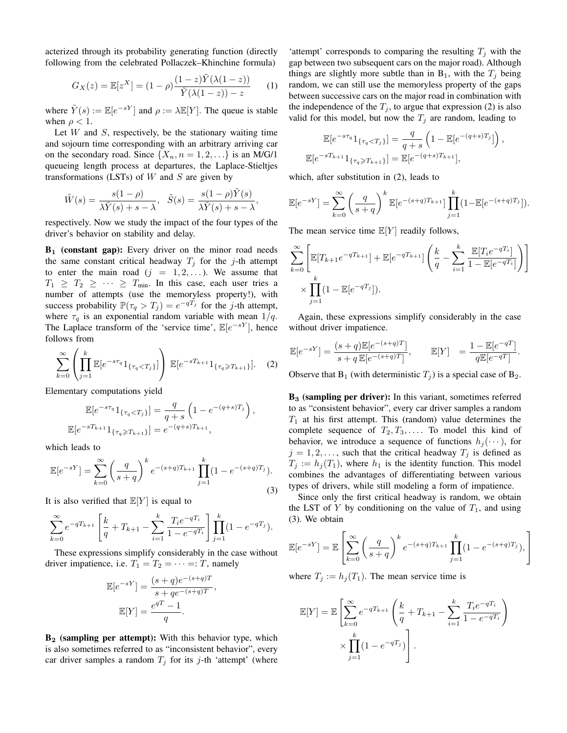acterized through its probability generating function (directly following from the celebrated Pollaczek–Khinchine formula)

$$G_X(z) = \mathbb{E}[z^X] = (1-\rho)\frac{(1-z)\tilde{Y}(\lambda(1-z))}{\tilde{Y}(\lambda(1-z)) - z} \qquad (1)$$

where $\tilde{Y}(s) := \mathbb{E}[e^{-sY}]$ and $\rho := \lambda\mathbb{E}[Y]$. The queue is stable when $\rho < 1$.

Let $W$ and $S$, respectively, be the stationary waiting time and sojourn time corresponding with an arbitrary arriving car on the secondary road. Since $\{X_n, n = 1, 2, \ldots\}$ is an M/G/1 queueing length process at departures, the Laplace-Stieltjes transformations (LSTs) of $W$ and $S$ are given by

$$\tilde{W}(s) = \frac{s(1-\rho)}{\lambda\tilde{Y}(s) + s - \lambda}, \quad \tilde{S}(s) = \frac{s(1-\rho)\tilde{Y}(s)}{\lambda\tilde{Y}(s) + s - \lambda},$$

respectively. Now we study the impact of the four types of the driver's behavior on stability and delay.

**$\mathbf{B_1}$ (constant gap):** Every driver on the minor road needs the same constant critical headway $T_j$ for the $j$-th attempt to enter the main road ($j = 1, 2, \ldots$). We assume that $T_1 \geq T_2 \geq \cdots \geq T_{\min}$. In this case, each user tries a number of attempts (use the memoryless property!), with success probability $\mathbb{P}(\tau_q > T_j) = e^{-qT_j}$ for the $j$-th attempt, where $\tau_q$ is an exponential random variable with mean $1/q$. The Laplace transform of the 'service time', $\mathbb{E}[e^{-sY}]$, hence follows from

$$\sum_{k=0}^{\infty}\left(\prod_{j=1}^{k}\mathbb{E}[e^{-s\tau_q}1_{\{\tau_q<T_j\}}]\right)\mathbb{E}[e^{-sT_{k+1}}1_{\{\tau_q\geqslant T_{k+1}\}}]. \qquad (2)$$

Elementary computations yield

$$\mathbb{E}[e^{-s\tau_q}1_{\{\tau_q<T_j\}}] = \frac{q}{q+s}\left(1 - e^{-(q+s)T_j}\right),$$
$$\mathbb{E}[e^{-sT_{k+1}}1_{\{\tau_q\geqslant T_{k+1}\}}] = e^{-(q+s)T_{k+1}},$$

which leads to

$$\mathbb{E}[e^{-sY}] = \sum_{k=0}^{\infty}\left(\frac{q}{s+q}\right)^k e^{-(s+q)T_{k+1}}\prod_{j=1}^{k}(1 - e^{-(s+q)T_j}). \qquad (3)$$

It is also verified that $\mathbb{E}[Y]$ is equal to

$$\sum_{k=0}^{\infty} e^{-qT_{k+1}}\left[\frac{k}{q} + T_{k+1} - \sum_{i=1}^{k}\frac{T_i e^{-qT_i}}{1 - e^{-qT_i}}\right]\prod_{j=1}^{k}(1 - e^{-qT_j}).$$

These expressions simplify considerably in the case without driver impatience, i.e. $T_1 = T_2 = \cdots =: T$, namely

$$\mathbb{E}[e^{-sY}] = \frac{(s+q)e^{-(s+q)T}}{s + qe^{-(s+q)T}},$$
$$\mathbb{E}[Y] = \frac{e^{qT} - 1}{q}.$$

**$\mathbf{B_2}$ (sampling per attempt):** With this behavior type, which is also sometimes referred to as "inconsistent behavior", every car driver samples a random $T_j$ for its $j$-th 'attempt' (where 'attempt' corresponds to comparing the resulting $T_j$ with the gap between two subsequent cars on the major road). Although things are slightly more subtle than in $\mathrm{B}_1$, with the $T_j$ being random, we can still use the memoryless property of the gaps between successive cars on the major road in combination with the independence of the $T_j$, to argue that expression (2) is also valid for this model, but now the $T_j$ are random, leading to

$$\mathbb{E}[e^{-s\tau_q}1_{\{\tau_q<T_j\}}] = \frac{q}{q+s}\left(1 - \mathbb{E}[e^{-(q+s)T_j}]\right),$$
$$\mathbb{E}[e^{-sT_{k+1}}1_{\{\tau_q\geqslant T_{k+1}\}}] = \mathbb{E}[e^{-(q+s)T_{k+1}}],$$

which, after substitution in (2), leads to

$$\mathbb{E}[e^{-sY}] = \sum_{k=0}^{\infty}\left(\frac{q}{s+q}\right)^k\mathbb{E}[e^{-(s+q)T_{k+1}}]\prod_{j=1}^{k}(1 - \mathbb{E}[e^{-(s+q)T_j}]).$$

The mean service time $\mathbb{E}[Y]$ readily follows,

$$\sum_{k=0}^{\infty}\left[\mathbb{E}[T_{k+1}e^{-qT_{k+1}}] + \mathbb{E}[e^{-qT_{k+1}}]\left(\frac{k}{q} - \sum_{i=1}^{k}\frac{\mathbb{E}[T_i e^{-qT_i}]}{1 - \mathbb{E}[e^{-qT_i}]}\right)\right] \times \prod_{j=1}^{k}(1 - \mathbb{E}[e^{-qT_j}]).$$

Again, these expressions simplify considerably in the case without driver impatience.

$$\mathbb{E}[e^{-sY}] = \frac{(s+q)\mathbb{E}[e^{-(s+q)T}]}{s + q\,\mathbb{E}[e^{-(s+q)T}]}, \qquad \mathbb{E}[Y] = \frac{1 - \mathbb{E}[e^{-qT}]}{q\mathbb{E}[e^{-qT}]}.$$

Observe that $\mathrm{B}_1$ (with deterministic $T_j$) is a special case of $\mathrm{B}_2$.

**$\mathbf{B_3}$ (sampling per driver):** In this variant, sometimes referred to as "consistent behavior", every car driver samples a random $T_1$ at his first attempt. This (random) value determines the complete sequence of $T_2, T_3, \ldots$. To model this kind of behavior, we introduce a sequence of functions $h_j(\cdots)$, for $j = 1, 2, \ldots$, such that the critical headway $T_j$ is defined as $T_j := h_j(T_1)$, where $h_1$ is the identity function. This model combines the advantages of differentiating between various types of drivers, while still modeling a form of impatience.

Since only the first critical headway is random, we obtain the LST of $Y$ by conditioning on the value of $T_1$, and using (3). We obtain

$$\mathbb{E}[e^{-sY}] = \mathbb{E}\left[\sum_{k=0}^{\infty}\left(\frac{q}{s+q}\right)^k e^{-(s+q)T_{k+1}}\prod_{j=1}^{k}(1 - e^{-(s+q)T_j}),\right]$$

where $T_j := h_j(T_1)$. The mean service time is

$$\mathbb{E}[Y] = \mathbb{E}\left[\sum_{k=0}^{\infty} e^{-qT_{k+1}}\left(\frac{k}{q} + T_{k+1} - \sum_{i=1}^{k}\frac{T_i e^{-qT_i}}{1 - e^{-qT_i}}\right) \times \prod_{j=1}^{k}(1 - e^{-qT_j})\right].$$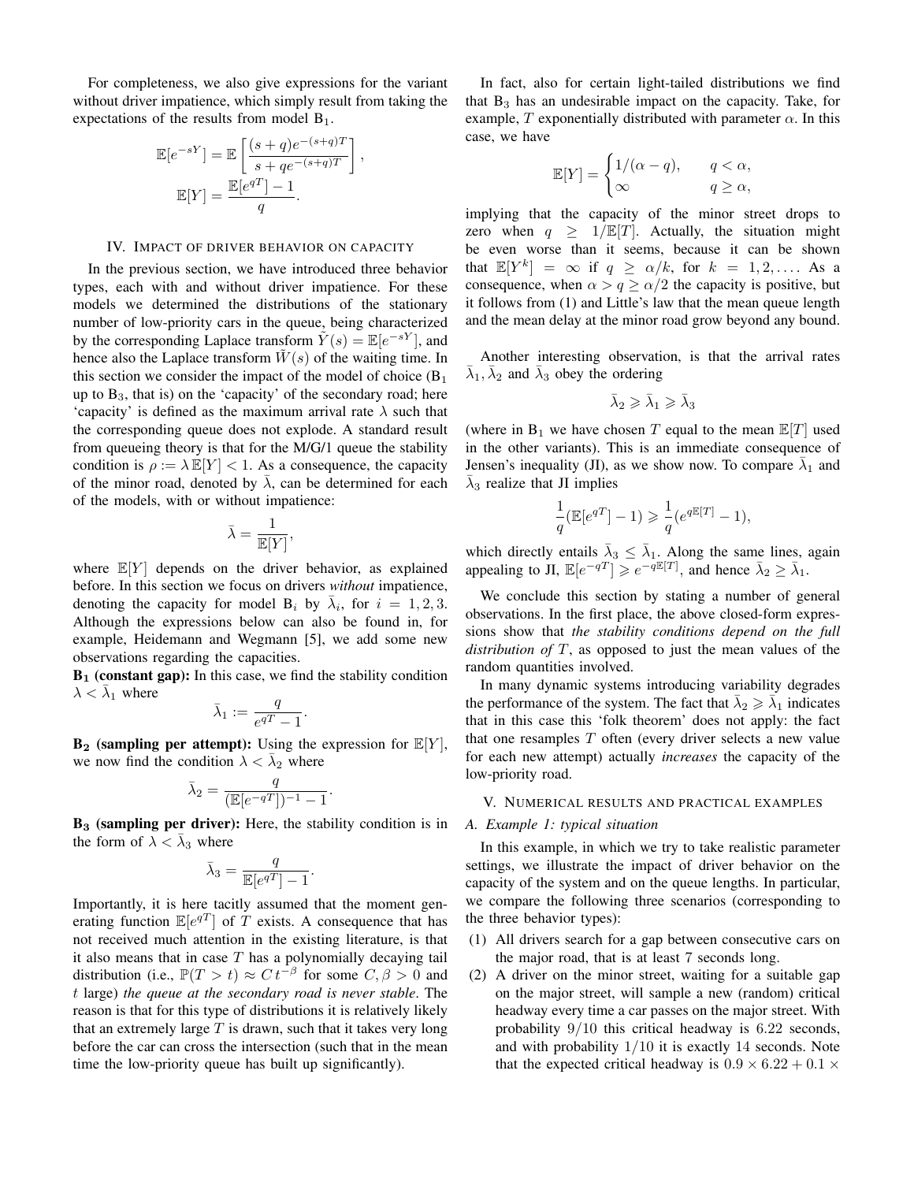For completeness, we also give expressions for the variant without driver impatience, which simply result from taking the expectations of the results from model $B_1$.

$$\mathbb{E}[e^{-sY}] = \mathbb{E}\left[\frac{(s+q)e^{-(s+q)T}}{s+qe^{-(s+q)T}}\right],$$

$$\mathbb{E}[Y] = \frac{\mathbb{E}[e^{qT}]-1}{q}.$$

## IV. Impact of driver behavior on capacity

In the previous section, we have introduced three behavior types, each with and without driver impatience. For these models we determined the distributions of the stationary number of low-priority cars in the queue, being characterized by the corresponding Laplace transform $\tilde{Y}(s) = \mathbb{E}[e^{-sY}]$, and hence also the Laplace transform $\tilde{W}(s)$ of the waiting time. In this section we consider the impact of the model of choice ($B_1$ up to $B_3$, that is) on the 'capacity' of the secondary road; here 'capacity' is defined as the maximum arrival rate $\lambda$ such that the corresponding queue does not explode. A standard result from queueing theory is that for the M/G/1 queue the stability condition is $\rho := \lambda\,\mathbb{E}[Y] < 1$. As a consequence, the capacity of the minor road, denoted by $\bar{\lambda}$, can be determined for each of the models, with or without impatience:

$$\bar{\lambda} = \frac{1}{\mathbb{E}[Y]},$$

where $\mathbb{E}[Y]$ depends on the driver behavior, as explained before. In this section we focus on drivers *without* impatience, denoting the capacity for model $B_i$ by $\bar{\lambda}_i$, for $i = 1, 2, 3$. Although the expressions below can also be found in, for example, Heidemann and Wegmann [5], we add some new observations regarding the capacities.

**$B_1$ (constant gap):** In this case, we find the stability condition $\lambda < \bar{\lambda}_1$ where

$$\bar{\lambda}_1 := \frac{q}{e^{qT}-1}.$$

**$B_2$ (sampling per attempt):** Using the expression for $\mathbb{E}[Y]$, we now find the condition $\lambda < \bar{\lambda}_2$ where

$$\bar{\lambda}_2 = \frac{q}{(\mathbb{E}[e^{-qT}])^{-1}-1}.$$

**$B_3$ (sampling per driver):** Here, the stability condition is in the form of $\lambda < \bar{\lambda}_3$ where

$$\bar{\lambda}_3 = \frac{q}{\mathbb{E}[e^{qT}]-1}.$$

Importantly, it is here tacitly assumed that the moment generating function $\mathbb{E}[e^{qT}]$ of $T$ exists. A consequence that has not received much attention in the existing literature, is that it also means that in case $T$ has a polynomially decaying tail distribution (i.e., $\mathbb{P}(T > t) \approx C\,t^{-\beta}$ for some $C, \beta > 0$ and $t$ large) *the queue at the secondary road is never stable*. The reason is that for this type of distributions it is relatively likely that an extremely large $T$ is drawn, such that it takes very long before the car can cross the intersection (such that in the mean time the low-priority queue has built up significantly).

In fact, also for certain light-tailed distributions we find that $B_3$ has an undesirable impact on the capacity. Take, for example, $T$ exponentially distributed with parameter $\alpha$. In this case, we have

$$\mathbb{E}[Y] = \begin{cases} 1/(\alpha - q), & q < \alpha, \\ \infty & q \geq \alpha, \end{cases}$$

implying that the capacity of the minor street drops to zero when $q \geq 1/\mathbb{E}[T]$. Actually, the situation might be even worse than it seems, because it can be shown that $\mathbb{E}[Y^k] = \infty$ if $q \geq \alpha/k$, for $k = 1, 2, \ldots$. As a consequence, when $\alpha > q \geq \alpha/2$ the capacity is positive, but it follows from (1) and Little's law that the mean queue length and the mean delay at the minor road grow beyond any bound.

Another interesting observation, is that the arrival rates $\bar{\lambda}_1, \bar{\lambda}_2$ and $\bar{\lambda}_3$ obey the ordering

$$\bar{\lambda}_2 \geqslant \bar{\lambda}_1 \geqslant \bar{\lambda}_3$$

(where in $B_1$ we have chosen $T$ equal to the mean $\mathbb{E}[T]$ used in the other variants). This is an immediate consequence of Jensen's inequality (JI), as we show now. To compare $\bar{\lambda}_1$ and $\bar{\lambda}_3$ realize that JI implies

$$\frac{1}{q}(\mathbb{E}[e^{qT}]-1) \geqslant \frac{1}{q}(e^{q\mathbb{E}[T]}-1),$$

which directly entails $\bar{\lambda}_3 \leq \bar{\lambda}_1$. Along the same lines, again appealing to JI, $\mathbb{E}[e^{-qT}] \geqslant e^{-q\mathbb{E}[T]}$, and hence $\bar{\lambda}_2 \geq \bar{\lambda}_1$.

We conclude this section by stating a number of general observations. In the first place, the above closed-form expressions show that *the stability conditions depend on the full distribution of* $T$, as opposed to just the mean values of the random quantities involved.

In many dynamic systems introducing variability degrades the performance of the system. The fact that $\bar{\lambda}_2 \geqslant \bar{\lambda}_1$ indicates that in this case this 'folk theorem' does not apply: the fact that one resamples $T$ often (every driver selects a new value for each new attempt) actually *increases* the capacity of the low-priority road.

## V. Numerical results and practical examples

### A. Example 1: typical situation

In this example, in which we try to take realistic parameter settings, we illustrate the impact of driver behavior on the capacity of the system and on the queue lengths. In particular, we compare the following three scenarios (corresponding to the three behavior types):

(1) All drivers search for a gap between consecutive cars on the major road, that is at least 7 seconds long.

(2) A driver on the minor street, waiting for a suitable gap on the major street, will sample a new (random) critical headway every time a car passes on the major street. With probability $9/10$ this critical headway is 6.22 seconds, and with probability $1/10$ it is exactly 14 seconds. Note that the expected critical headway is $0.9 \times 6.22 + 0.1 \times$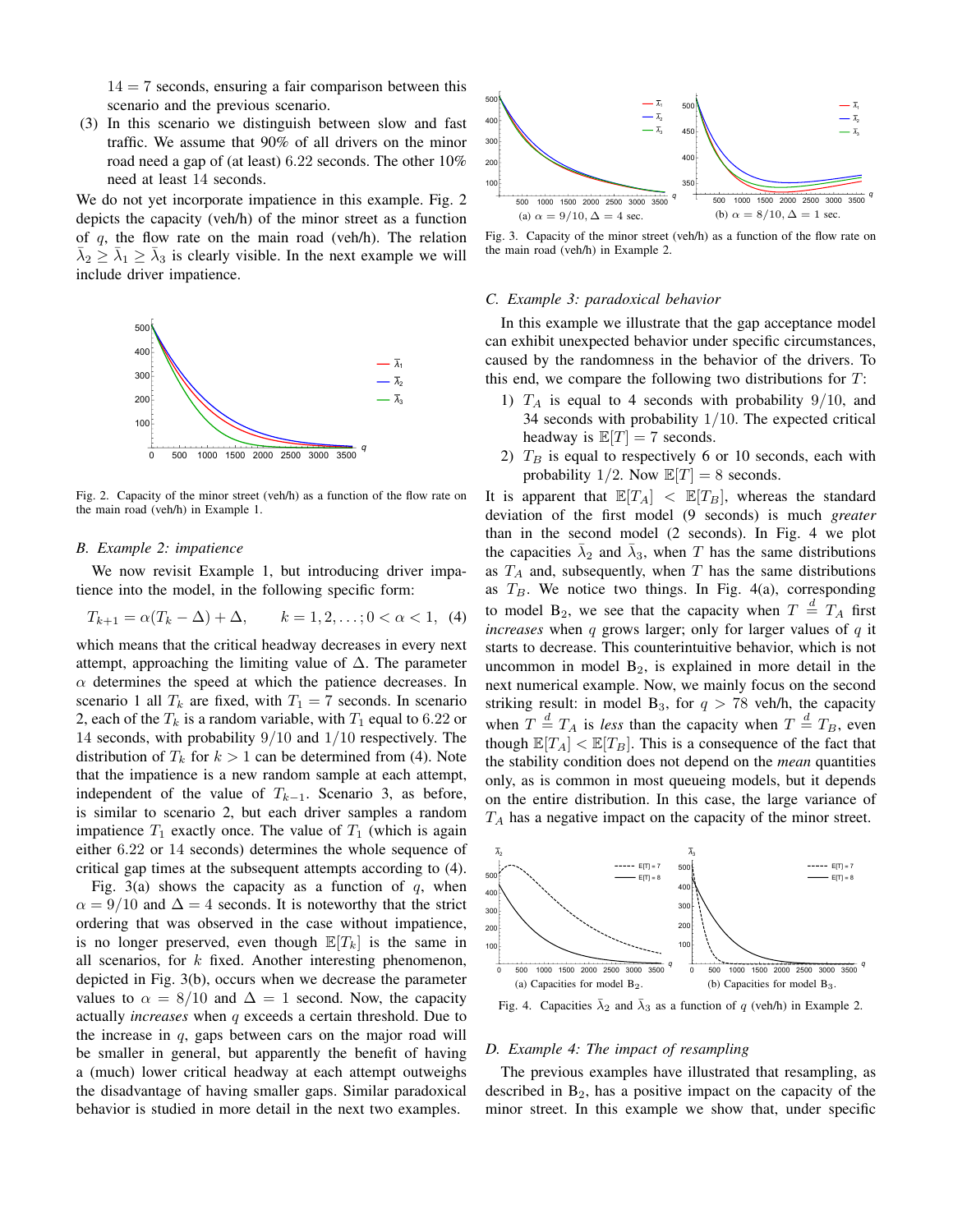$14 = 7$ seconds, ensuring a fair comparison between this scenario and the previous scenario.

(3) In this scenario we distinguish between slow and fast traffic. We assume that 90% of all drivers on the minor road need a gap of (at least) 6.22 seconds. The other 10% need at least 14 seconds.

We do not yet incorporate impatience in this example. Fig. 2 depicts the capacity (veh/h) of the minor street as a function of $q$, the flow rate on the main road (veh/h). The relation $\bar{\lambda}_2 \geq \bar{\lambda}_1 \geq \bar{\lambda}_3$ is clearly visible. In the next example we will include driver impatience.

Fig. 2. Capacity of the minor street (veh/h) as a function of the flow rate on the main road (veh/h) in Example 1.

### B. Example 2: impatience

We now revisit Example 1, but introducing driver impatience into the model, in the following specific form:

$$T_{k+1} = \alpha(T_k - \Delta) + \Delta, \qquad k = 1, 2, \ldots; 0 < \alpha < 1, \quad (4)$$

which means that the critical headway decreases in every next attempt, approaching the limiting value of $\Delta$. The parameter $\alpha$ determines the speed at which the patience decreases. In scenario 1 all $T_k$ are fixed, with $T_1 = 7$ seconds. In scenario 2, each of the $T_k$ is a random variable, with $T_1$ equal to 6.22 or 14 seconds, with probability $9/10$ and $1/10$ respectively. The distribution of $T_k$ for $k > 1$ can be determined from (4). Note that the impatience is a new random sample at each attempt, independent of the value of $T_{k-1}$. Scenario 3, as before, is similar to scenario 2, but each driver samples a random impatience $T_1$ exactly once. The value of $T_1$ (which is again either 6.22 or 14 seconds) determines the whole sequence of critical gap times at the subsequent attempts according to (4).

Fig. 3(a) shows the capacity as a function of $q$, when $\alpha = 9/10$ and $\Delta = 4$ seconds. It is noteworthy that the strict ordering that was observed in the case without impatience, is no longer preserved, even though $\mathbb{E}[T_k]$ is the same in all scenarios, for $k$ fixed. Another interesting phenomenon, depicted in Fig. 3(b), occurs when we decrease the parameter values to $\alpha = 8/10$ and $\Delta = 1$ second. Now, the capacity actually *increases* when $q$ exceeds a certain threshold. Due to the increase in $q$, gaps between cars on the major road will be smaller in general, but apparently the benefit of having a (much) lower critical headway at each attempt outweighs the disadvantage of having smaller gaps. Similar paradoxical behavior is studied in more detail in the next two examples.

(a) $\alpha = 9/10, \Delta = 4$ sec. (b) $\alpha = 8/10, \Delta = 1$ sec.

Fig. 3. Capacity of the minor street (veh/h) as a function of the flow rate on the main road (veh/h) in Example 2.

### C. Example 3: paradoxical behavior

In this example we illustrate that the gap acceptance model can exhibit unexpected behavior under specific circumstances, caused by the randomness in the behavior of the drivers. To this end, we compare the following two distributions for $T$:

1) $T_A$ is equal to 4 seconds with probability $9/10$, and 34 seconds with probability $1/10$. The expected critical headway is $\mathbb{E}[T] = 7$ seconds.
2) $T_B$ is equal to respectively 6 or 10 seconds, each with probability $1/2$. Now $\mathbb{E}[T] = 8$ seconds.

It is apparent that $\mathbb{E}[T_A] < \mathbb{E}[T_B]$, whereas the standard deviation of the first model (9 seconds) is much *greater* than in the second model (2 seconds). In Fig. 4 we plot the capacities $\bar{\lambda}_2$ and $\bar{\lambda}_3$, when $T$ has the same distributions as $T_A$ and, subsequently, when $T$ has the same distributions as $T_B$. We notice two things. In Fig. 4(a), corresponding to model $B_2$, we see that the capacity when $T \stackrel{d}{=} T_A$ first *increases* when $q$ grows larger; only for larger values of $q$ it starts to decrease. This counterintuitive behavior, which is not uncommon in model $B_2$, is explained in more detail in the next numerical example. Now, we mainly focus on the second striking result: in model $B_3$, for $q > 78$ veh/h, the capacity when $T \stackrel{d}{=} T_A$ is *less* than the capacity when $T \stackrel{d}{=} T_B$, even though $\mathbb{E}[T_A] < \mathbb{E}[T_B]$. This is a consequence of the fact that the stability condition does not depend on the *mean* quantities only, as is common in most queueing models, but it depends on the entire distribution. In this case, the large variance of $T_A$ has a negative impact on the capacity of the minor street.

(a) Capacities for model $B_2$. (b) Capacities for model $B_3$.

Fig. 4. Capacities $\bar{\lambda}_2$ and $\bar{\lambda}_3$ as a function of $q$ (veh/h) in Example 2.

### D. Example 4: The impact of resampling

The previous examples have illustrated that resampling, as described in $B_2$, has a positive impact on the capacity of the minor street. In this example we show that, under specific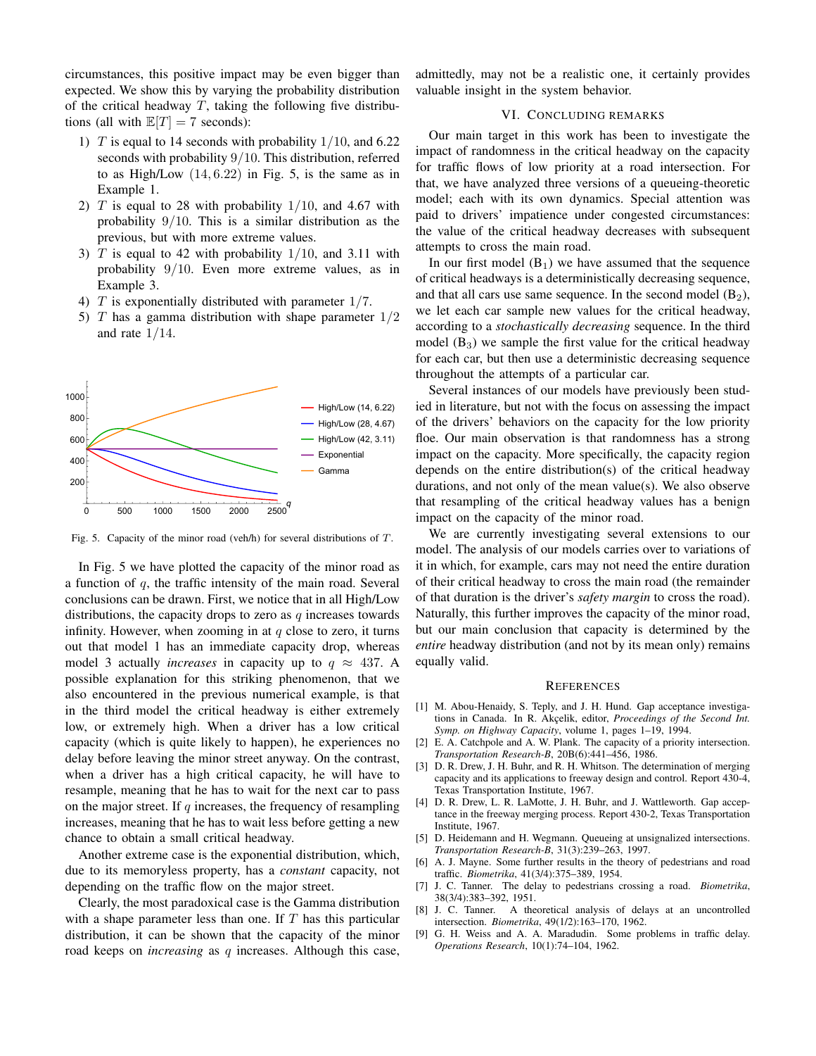circumstances, this positive impact may be even bigger than expected. We show this by varying the probability distribution of the critical headway $T$, taking the following five distributions (all with $\mathbb{E}[T] = 7$ seconds):

1) $T$ is equal to 14 seconds with probability $1/10$, and 6.22 seconds with probability $9/10$. This distribution, referred to as High/Low $(14, 6.22)$ in Fig. 5, is the same as in Example 1.
2) $T$ is equal to 28 with probability $1/10$, and 4.67 with probability $9/10$. This is a similar distribution as the previous, but with more extreme values.
3) $T$ is equal to 42 with probability $1/10$, and 3.11 with probability $9/10$. Even more extreme values, as in Example 3.
4) $T$ is exponentially distributed with parameter $1/7$.
5) $T$ has a gamma distribution with shape parameter $1/2$ and rate $1/14$.

1000
800
600
400
200
0
500
1000
1500
2000
2500
$q$

High/Low (14, 6.22)
High/Low (28, 4.67)
High/Low (42, 3.11)
Exponential
Gamma

Fig. 5. Capacity of the minor road (veh/h) for several distributions of $T$.

In Fig. 5 we have plotted the capacity of the minor road as a function of $q$, the traffic intensity of the main road. Several conclusions can be drawn. First, we notice that in all High/Low distributions, the capacity drops to zero as $q$ increases towards infinity. However, when zooming in at $q$ close to zero, it turns out that model 1 has an immediate capacity drop, whereas model 3 actually *increases* in capacity up to $q \approx 437$. A possible explanation for this striking phenomenon, that we also encountered in the previous numerical example, is that in the third model the critical headway is either extremely low, or extremely high. When a driver has a low critical capacity (which is quite likely to happen), he experiences no delay before leaving the minor street anyway. On the contrast, when a driver has a high critical capacity, he will have to resample, meaning that he has to wait for the next car to pass on the major street. If $q$ increases, the frequency of resampling increases, meaning that he has to wait less before getting a new chance to obtain a small critical headway.

Another extreme case is the exponential distribution, which, due to its memoryless property, has a *constant* capacity, not depending on the traffic flow on the major street.

Clearly, the most paradoxical case is the Gamma distribution with a shape parameter less than one. If $T$ has this particular distribution, it can be shown that the capacity of the minor road keeps on *increasing* as $q$ increases. Although this case, admittedly, may not be a realistic one, it certainly provides valuable insight in the system behavior.

## VI. Concluding remarks

Our main target in this work has been to investigate the impact of randomness in the critical headway on the capacity for traffic flows of low priority at a road intersection. For that, we have analyzed three versions of a queueing-theoretic model; each with its own dynamics. Special attention was paid to drivers' impatience under congested circumstances: the value of the critical headway decreases with subsequent attempts to cross the main road.

In our first model ($\mathrm{B}_1$) we have assumed that the sequence of critical headways is a deterministically decreasing sequence, and that all cars use same sequence. In the second model ($\mathrm{B}_2$), we let each car sample new values for the critical headway, according to a *stochastically decreasing* sequence. In the third model ($\mathrm{B}_3$) we sample the first value for the critical headway for each car, but then use a deterministic decreasing sequence throughout the attempts of a particular car.

Several instances of our models have previously been studied in literature, but not with the focus on assessing the impact of the drivers' behaviors on the capacity for the low priority floe. Our main observation is that randomness has a strong impact on the capacity. More specifically, the capacity region depends on the entire distribution(s) of the critical headway durations, and not only of the mean value(s). We also observe that resampling of the critical headway values has a benign impact on the capacity of the minor road.

We are currently investigating several extensions to our model. The analysis of our models carries over to variations of it in which, for example, cars may not need the entire duration of their critical headway to cross the main road (the remainder of that duration is the driver's *safety margin* to cross the road). Naturally, this further improves the capacity of the minor road, but our main conclusion that capacity is determined by the *entire* headway distribution (and not by its mean only) remains equally valid.

## References

[1] M. Abou-Henaidy, S. Teply, and J. H. Hund. Gap acceptance investigations in Canada. In R. Akçelik, editor, *Proceedings of the Second Int. Symp. on Highway Capacity*, volume 1, pages 1–19, 1994.

[2] E. A. Catchpole and A. W. Plank. The capacity of a priority intersection. *Transportation Research-B*, 20B(6):441–456, 1986.

[3] D. R. Drew, J. H. Buhr, and R. H. Whitson. The determination of merging capacity and its applications to freeway design and control. Report 430-4, Texas Transportation Institute, 1967.

[4] D. R. Drew, L. R. LaMotte, J. H. Buhr, and J. Wattleworth. Gap acceptance in the freeway merging process. Report 430-2, Texas Transportation Institute, 1967.

[5] D. Heidemann and H. Wegmann. Queueing at unsignalized intersections. *Transportation Research-B*, 31(3):239–263, 1997.

[6] A. J. Mayne. Some further results in the theory of pedestrians and road traffic. *Biometrika*, 41(3/4):375–389, 1954.

[7] J. C. Tanner. The delay to pedestrians crossing a road. *Biometrika*, 38(3/4):383–392, 1951.

[8] J. C. Tanner. A theoretical analysis of delays at an uncontrolled intersection. *Biometrika*, 49(1/2):163–170, 1962.

[9] G. H. Weiss and A. A. Maradudin. Some problems in traffic delay. *Operations Research*, 10(1):74–104, 1962.